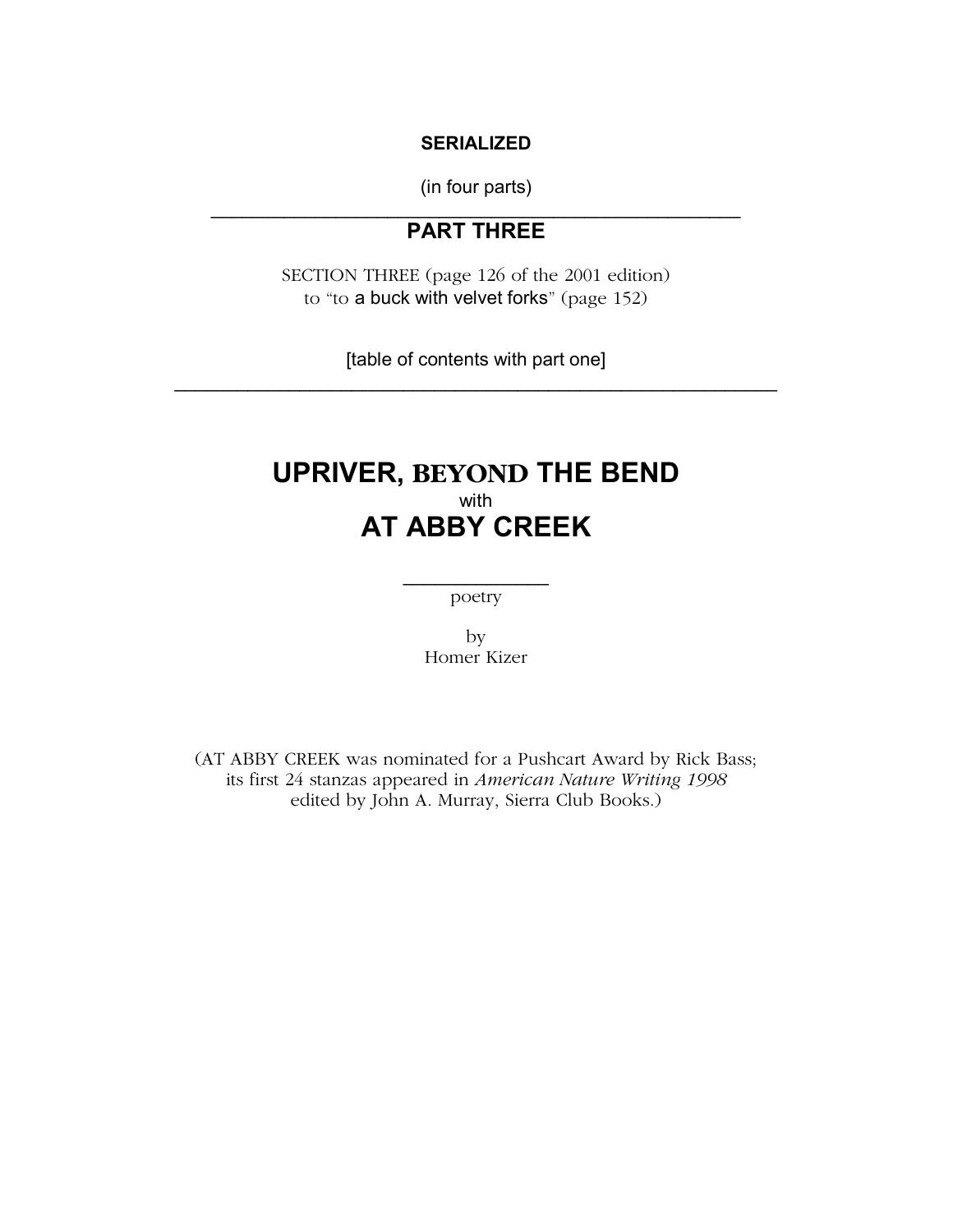**SERIALIZED**

(in four parts)

---

## PART THREE

SECTION THREE (page 126 of the 2001 edition)
to "to a buck with velvet forks" (page 152)

[table of contents with part one]

---

# UPRIVER, BEYOND THE BEND
with
# AT ABBY CREEK

---

poetry

by
Homer Kizer

(AT ABBY CREEK was nominated for a Pushcart Award by Rick Bass; its first 24 stanzas appeared in *American Nature Writing 1998* edited by John A. Murray, Sierra Club Books.)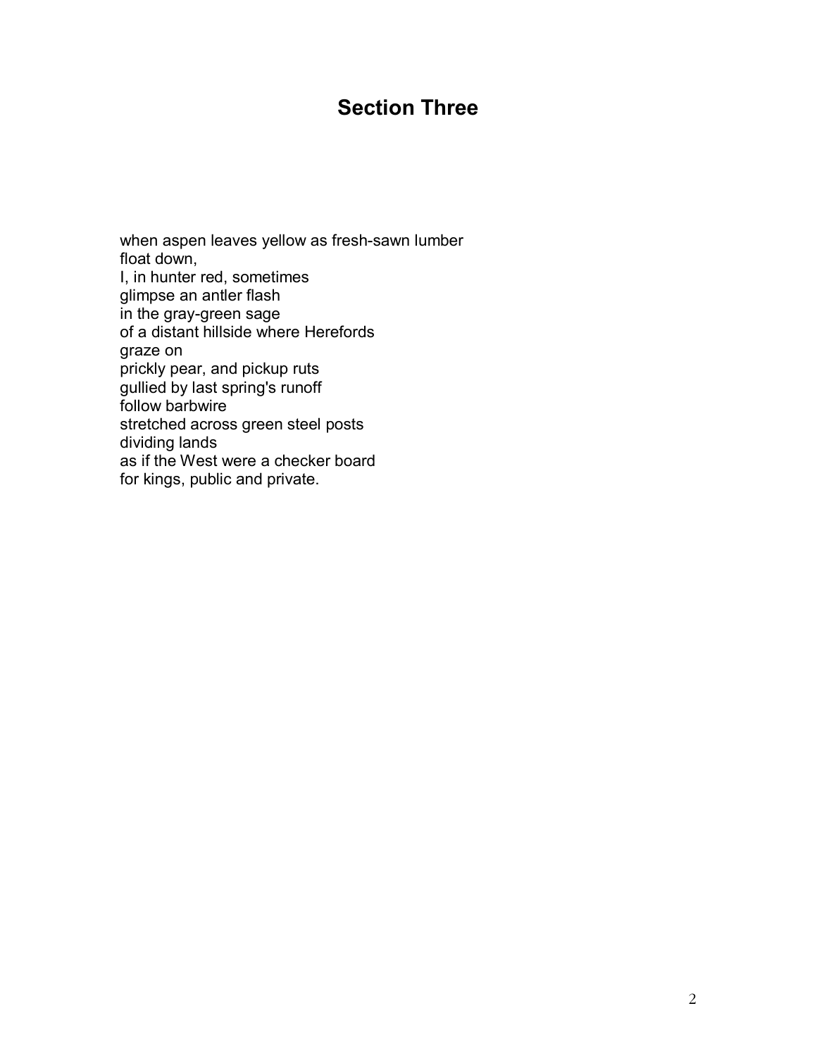## Section Three

when aspen leaves yellow as fresh-sawn lumber
float down,
I, in hunter red, sometimes
glimpse an antler flash
in the gray-green sage
of a distant hillside where Herefords
graze on
prickly pear, and pickup ruts
gullied by last spring's runoff
follow barbwire
stretched across green steel posts
dividing lands
as if the West were a checker board
for kings, public and private.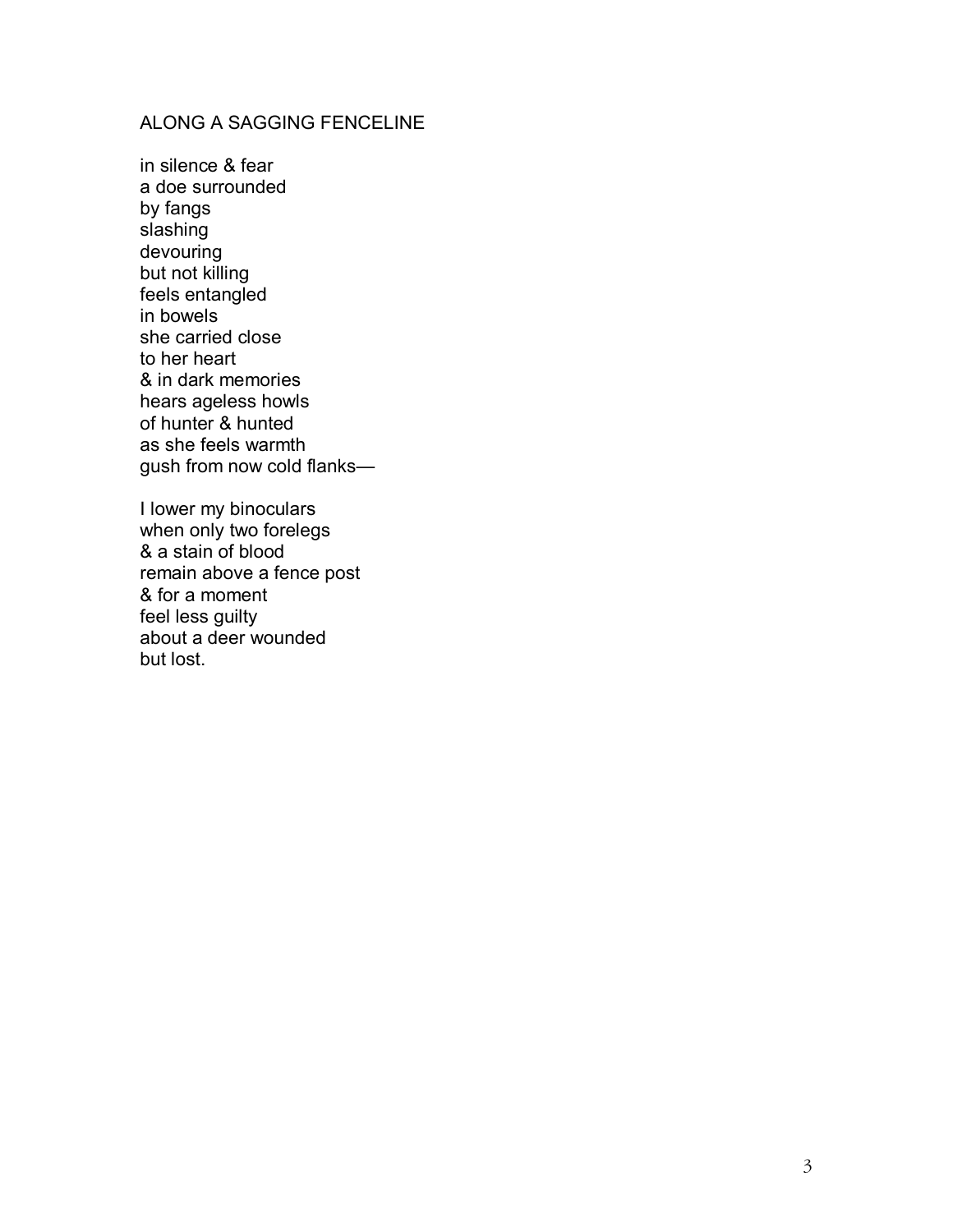## ALONG A SAGGING FENCELINE

in silence & fear  
a doe surrounded  
by fangs  
slashing  
devouring  
but not killing  
feels entangled  
in bowels  
she carried close  
to her heart  
& in dark memories  
hears ageless howls  
of hunter & hunted  
as she feels warmth  
gush from now cold flanks—

I lower my binoculars  
when only two forelegs  
& a stain of blood  
remain above a fence post  
& for a moment  
feel less guilty  
about a deer wounded  
but lost.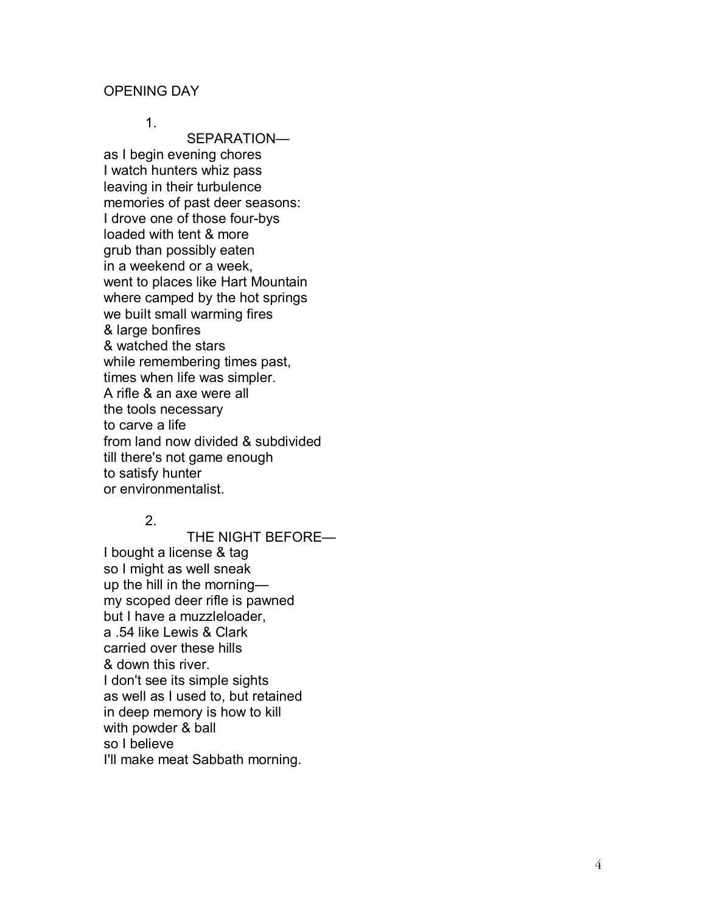## OPENING DAY

1.

SEPARATION—
as I begin evening chores
I watch hunters whiz pass
leaving in their turbulence
memories of past deer seasons:
I drove one of those four-bys
loaded with tent & more
grub than possibly eaten
in a weekend or a week,
went to places like Hart Mountain
where camped by the hot springs
we built small warming fires
& large bonfires
& watched the stars
while remembering times past,
times when life was simpler.
A rifle & an axe were all
the tools necessary
to carve a life
from land now divided & subdivided
till there's not game enough
to satisfy hunter
or environmentalist.

2.

THE NIGHT BEFORE—
I bought a license & tag
so I might as well sneak
up the hill in the morning—
my scoped deer rifle is pawned
but I have a muzzleloader,
a .54 like Lewis & Clark
carried over these hills
& down this river.
I don't see its simple sights
as well as I used to, but retained
in deep memory is how to kill
with powder & ball
so I believe
I'll make meat Sabbath morning.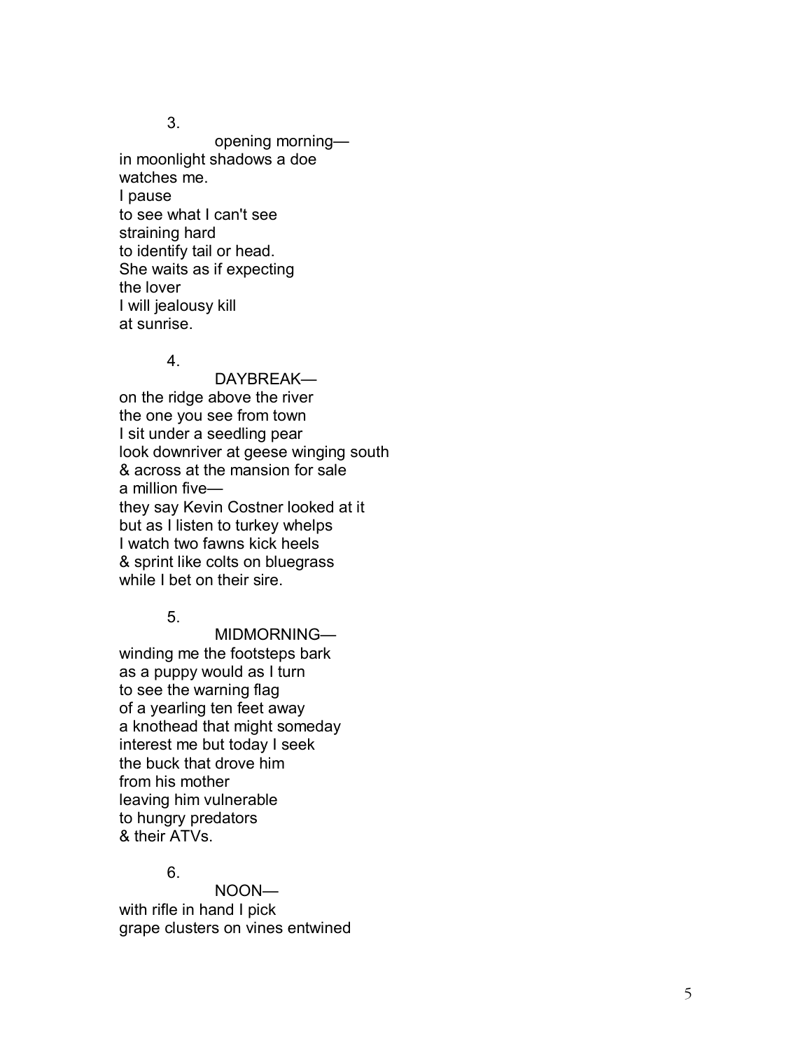3.

opening morning—
in moonlight shadows a doe
watches me.
I pause
to see what I can't see
straining hard
to identify tail or head.
She waits as if expecting
the lover
I will jealousy kill
at sunrise.

4.

DAYBREAK—
on the ridge above the river
the one you see from town
I sit under a seedling pear
look downriver at geese winging south
& across at the mansion for sale
a million five—
they say Kevin Costner looked at it
but as I listen to turkey whelps
I watch two fawns kick heels
& sprint like colts on bluegrass
while I bet on their sire.

5.

MIDMORNING—
winding me the footsteps bark
as a puppy would as I turn
to see the warning flag
of a yearling ten feet away
a knothead that might someday
interest me but today I seek
the buck that drove him
from his mother
leaving him vulnerable
to hungry predators
& their ATVs.

6.

NOON—
with rifle in hand I pick
grape clusters on vines entwined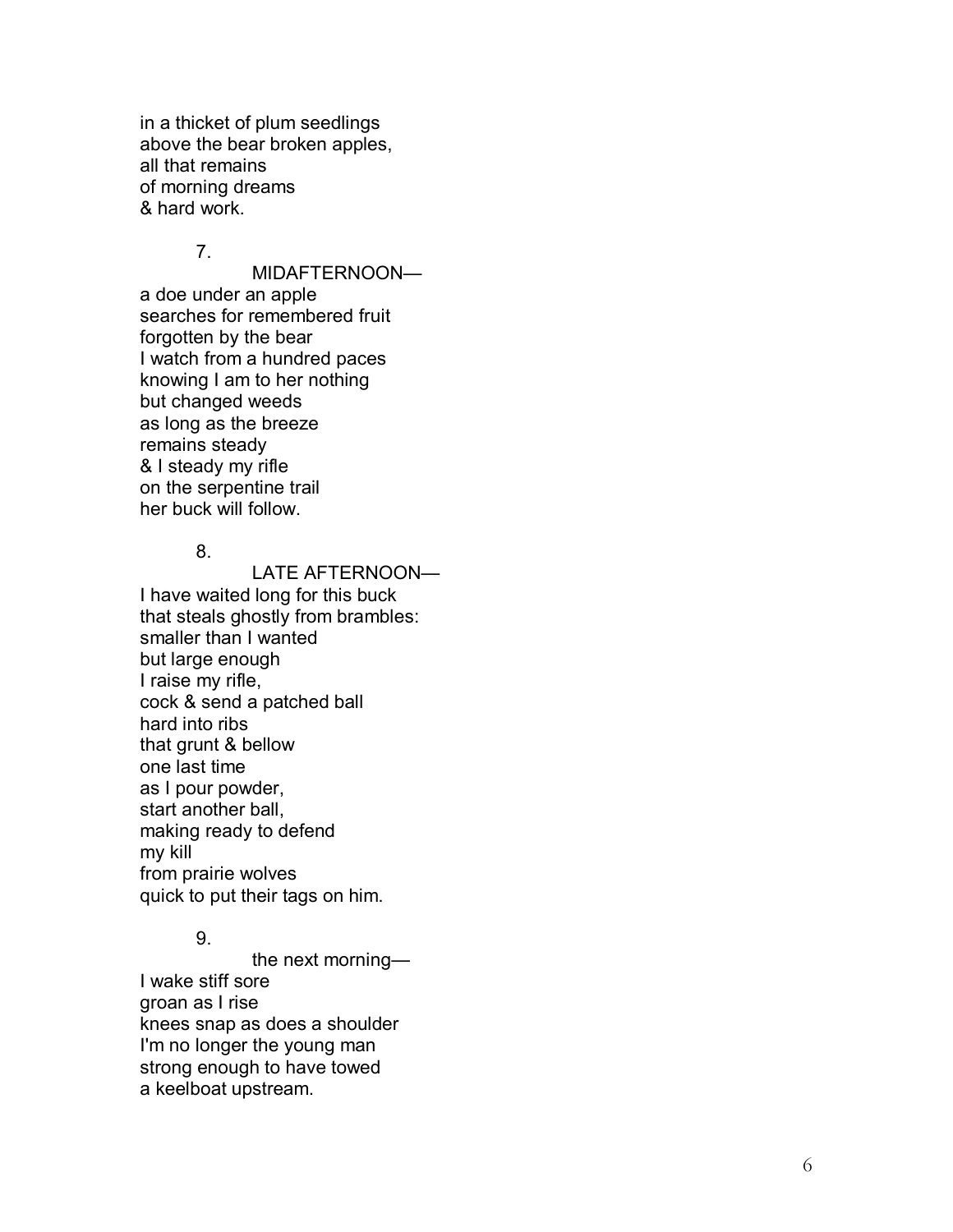in a thicket of plum seedlings
above the bear broken apples,
all that remains
of morning dreams
& hard work.

7\.

MIDAFTERNOON—

a doe under an apple
searches for remembered fruit
forgotten by the bear
I watch from a hundred paces
knowing I am to her nothing
but changed weeds
as long as the breeze
remains steady
& I steady my rifle
on the serpentine trail
her buck will follow.

8\.

LATE AFTERNOON—

I have waited long for this buck
that steals ghostly from brambles:
smaller than I wanted
but large enough
I raise my rifle,
cock & send a patched ball
hard into ribs
that grunt & bellow
one last time
as I pour powder,
start another ball,
making ready to defend
my kill
from prairie wolves
quick to put their tags on him.

9\.

the next morning—

I wake stiff sore
groan as I rise
knees snap as does a shoulder
I'm no longer the young man
strong enough to have towed
a keelboat upstream.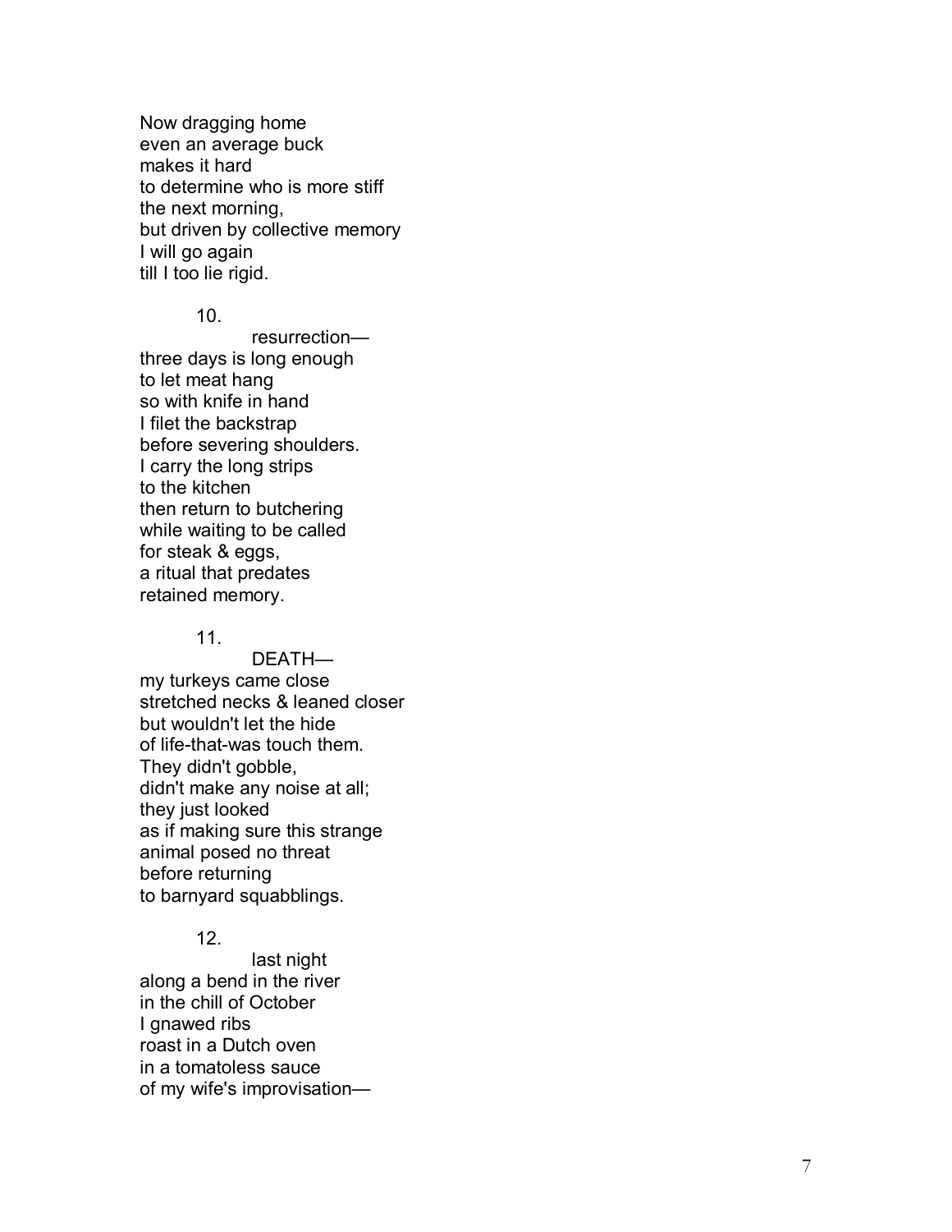Now dragging home  
even an average buck  
makes it hard  
to determine who is more stiff  
the next morning,  
but driven by collective memory  
I will go again  
till I too lie rigid.

10.

resurrection—  
three days is long enough  
to let meat hang  
so with knife in hand  
I filet the backstrap  
before severing shoulders.  
I carry the long strips  
to the kitchen  
then return to butchering  
while waiting to be called  
for steak & eggs,  
a ritual that predates  
retained memory.

11.

DEATH—  
my turkeys came close  
stretched necks & leaned closer  
but wouldn't let the hide  
of life-that-was touch them.  
They didn't gobble,  
didn't make any noise at all;  
they just looked  
as if making sure this strange  
animal posed no threat  
before returning  
to barnyard squabblings.

12.

last night  
along a bend in the river  
in the chill of October  
I gnawed ribs  
roast in a Dutch oven  
in a tomatoless sauce  
of my wife's improvisation—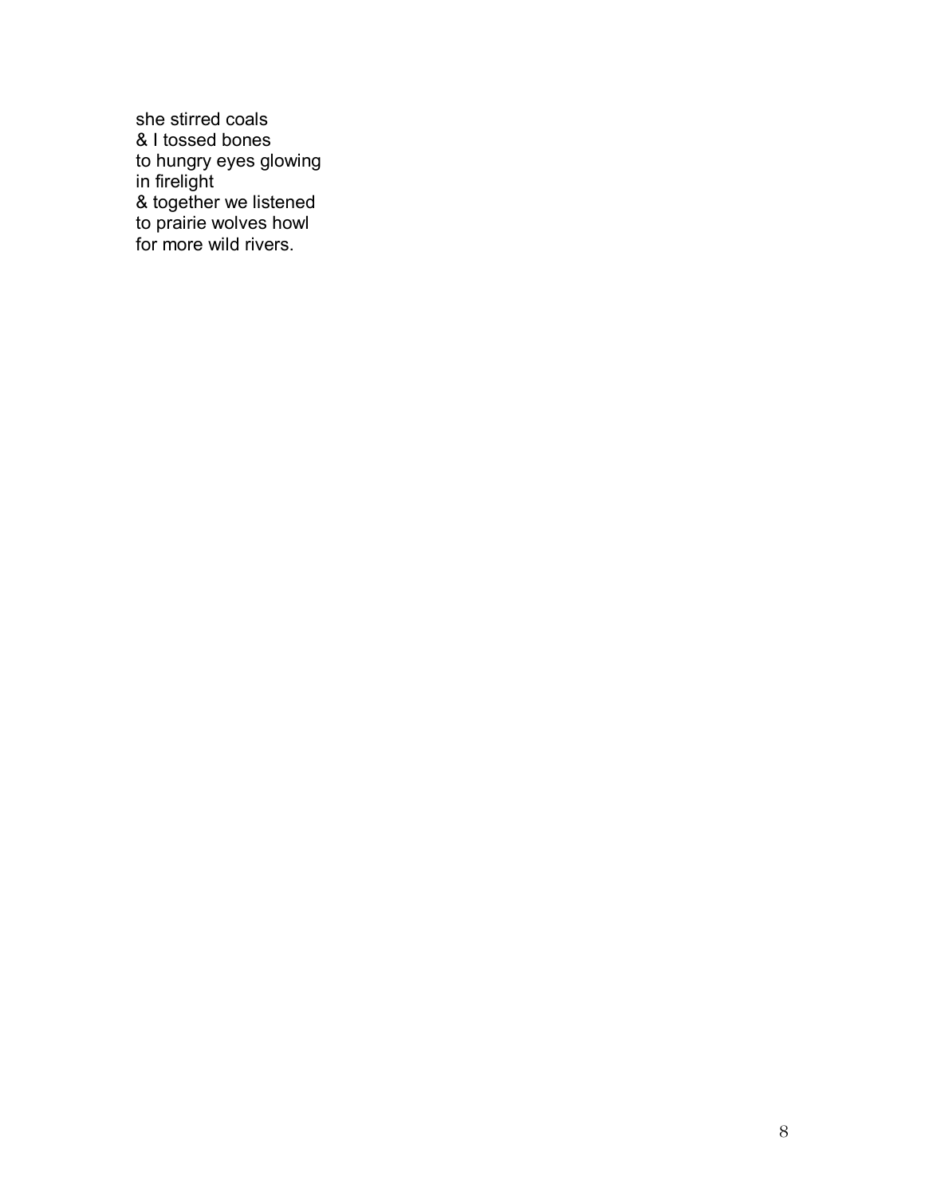she stirred coals  
& I tossed bones  
to hungry eyes glowing  
in firelight  
& together we listened  
to prairie wolves howl  
for more wild rivers.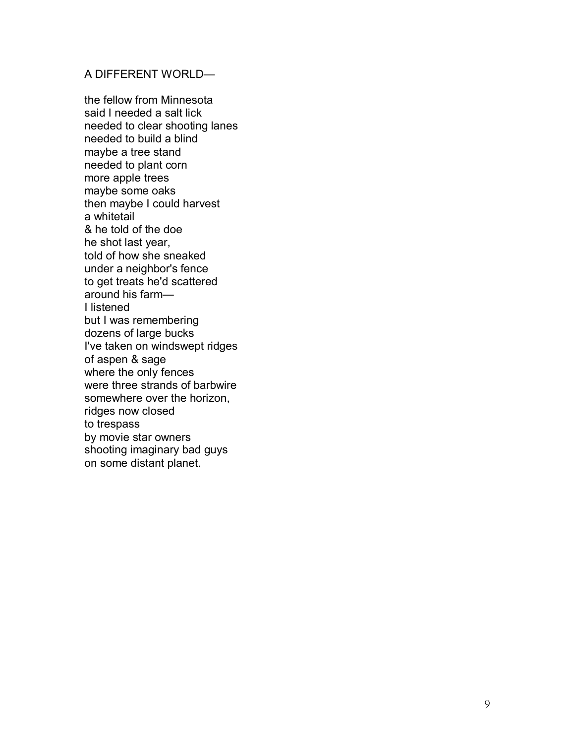A DIFFERENT WORLD—

the fellow from Minnesota  
said I needed a salt lick  
needed to clear shooting lanes  
needed to build a blind  
maybe a tree stand  
needed to plant corn  
more apple trees  
maybe some oaks  
then maybe I could harvest  
a whitetail  
& he told of the doe  
he shot last year,  
told of how she sneaked  
under a neighbor's fence  
to get treats he'd scattered  
around his farm—  
I listened  
but I was remembering  
dozens of large bucks  
I've taken on windswept ridges  
of aspen & sage  
where the only fences  
were three strands of barbwire  
somewhere over the horizon,  
ridges now closed  
to trespass  
by movie star owners  
shooting imaginary bad guys  
on some distant planet.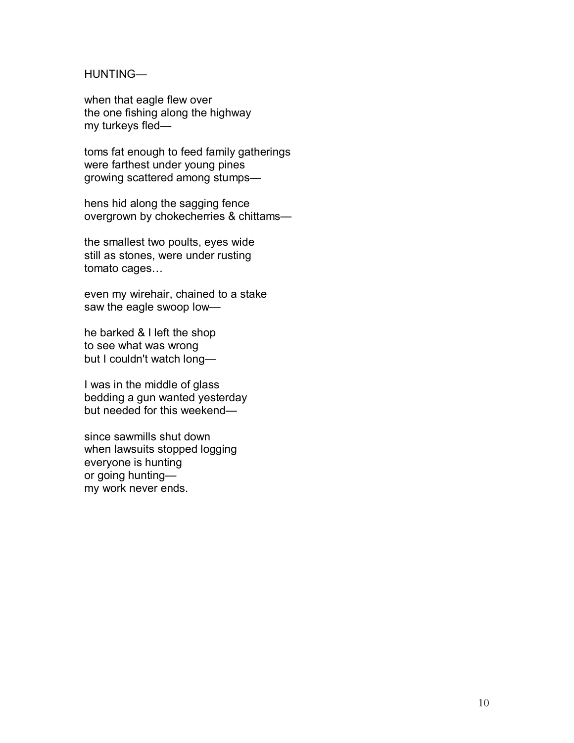HUNTING—

when that eagle flew over  
the one fishing along the highway  
my turkeys fled—

toms fat enough to feed family gatherings  
were farthest under young pines  
growing scattered among stumps—

hens hid along the sagging fence  
overgrown by chokecherries & chittams—

the smallest two poults, eyes wide  
still as stones, were under rusting  
tomato cages…

even my wirehair, chained to a stake  
saw the eagle swoop low—

he barked & I left the shop  
to see what was wrong  
but I couldn't watch long—

I was in the middle of glass  
bedding a gun wanted yesterday  
but needed for this weekend—

since sawmills shut down  
when lawsuits stopped logging  
everyone is hunting  
or going hunting—  
my work never ends.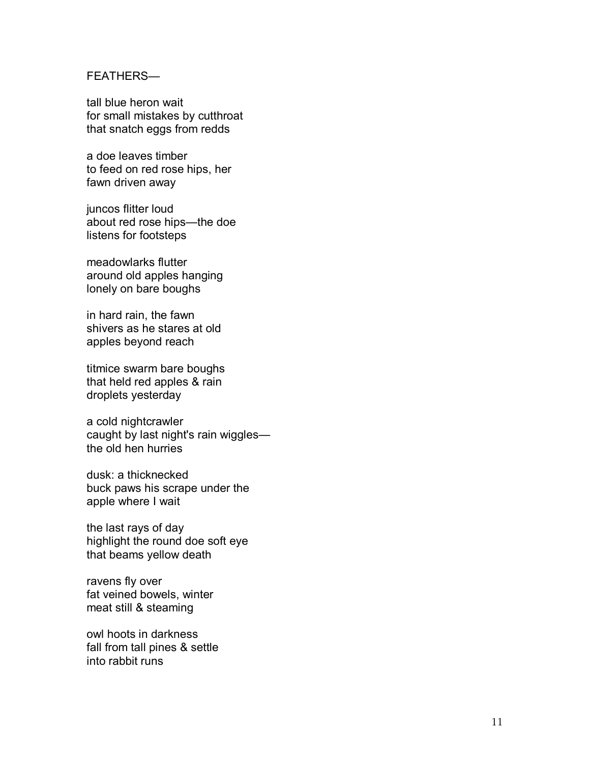FEATHERS—

tall blue heron wait  
for small mistakes by cutthroat  
that snatch eggs from redds

a doe leaves timber  
to feed on red rose hips, her  
fawn driven away

juncos flitter loud  
about red rose hips—the doe  
listens for footsteps

meadowlarks flutter  
around old apples hanging  
lonely on bare boughs

in hard rain, the fawn  
shivers as he stares at old  
apples beyond reach

titmice swarm bare boughs  
that held red apples & rain  
droplets yesterday

a cold nightcrawler  
caught by last night's rain wiggles—  
the old hen hurries

dusk: a thicknecked  
buck paws his scrape under the  
apple where I wait

the last rays of day  
highlight the round doe soft eye  
that beams yellow death

ravens fly over  
fat veined bowels, winter  
meat still & steaming

owl hoots in darkness  
fall from tall pines & settle  
into rabbit runs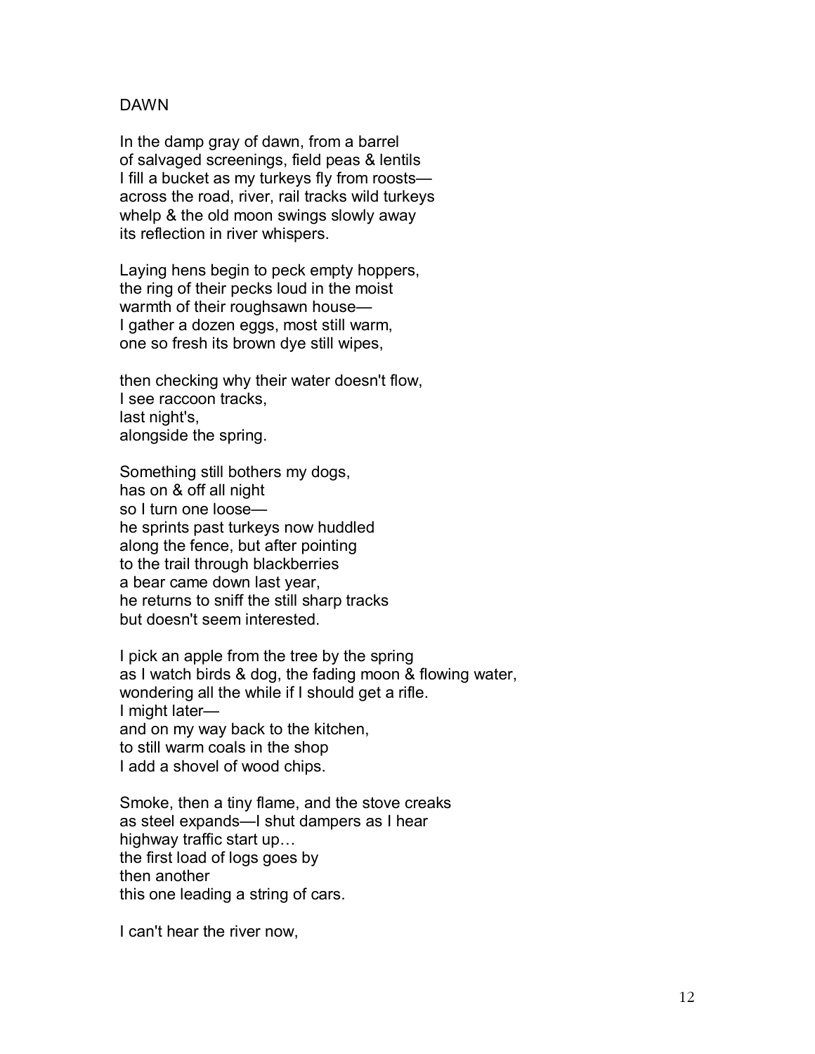# DAWN

In the damp gray of dawn, from a barrel  
of salvaged screenings, field peas & lentils  
I fill a bucket as my turkeys fly from roosts—  
across the road, river, rail tracks wild turkeys  
whelp & the old moon swings slowly away  
its reflection in river whispers.

Laying hens begin to peck empty hoppers,  
the ring of their pecks loud in the moist  
warmth of their roughsawn house—  
I gather a dozen eggs, most still warm,  
one so fresh its brown dye still wipes,

then checking why their water doesn't flow,  
I see raccoon tracks,  
last night's,  
alongside the spring.

Something still bothers my dogs,  
has on & off all night  
so I turn one loose—  
he sprints past turkeys now huddled  
along the fence, but after pointing  
to the trail through blackberries  
a bear came down last year,  
he returns to sniff the still sharp tracks  
but doesn't seem interested.

I pick an apple from the tree by the spring  
as I watch birds & dog, the fading moon & flowing water,  
wondering all the while if I should get a rifle.  
I might later—  
and on my way back to the kitchen,  
to still warm coals in the shop  
I add a shovel of wood chips.

Smoke, then a tiny flame, and the stove creaks  
as steel expands—I shut dampers as I hear  
highway traffic start up…  
the first load of logs goes by  
then another  
this one leading a string of cars.

I can't hear the river now,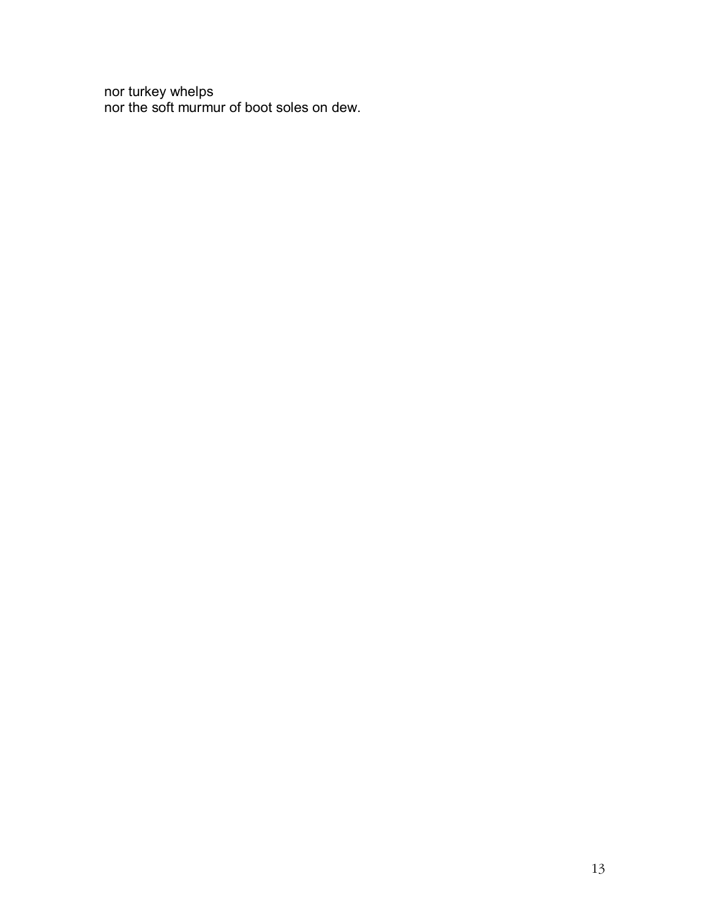nor turkey whelps  
nor the soft murmur of boot soles on dew.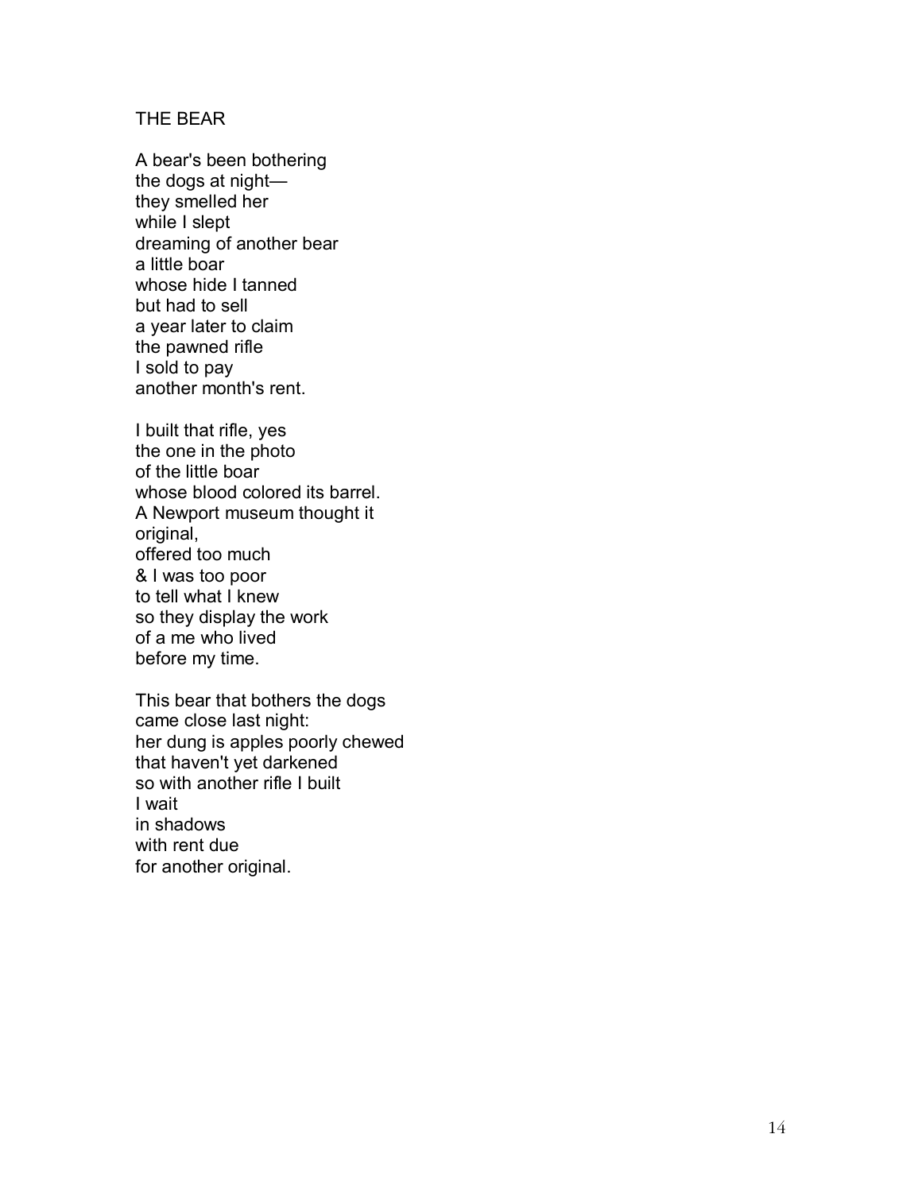## THE BEAR

A bear's been bothering  
the dogs at night—  
they smelled her  
while I slept  
dreaming of another bear  
a little boar  
whose hide I tanned  
but had to sell  
a year later to claim  
the pawned rifle  
I sold to pay  
another month's rent.

I built that rifle, yes  
the one in the photo  
of the little boar  
whose blood colored its barrel.  
A Newport museum thought it  
original,  
offered too much  
& I was too poor  
to tell what I knew  
so they display the work  
of a me who lived  
before my time.

This bear that bothers the dogs  
came close last night:  
her dung is apples poorly chewed  
that haven't yet darkened  
so with another rifle I built  
I wait  
in shadows  
with rent due  
for another original.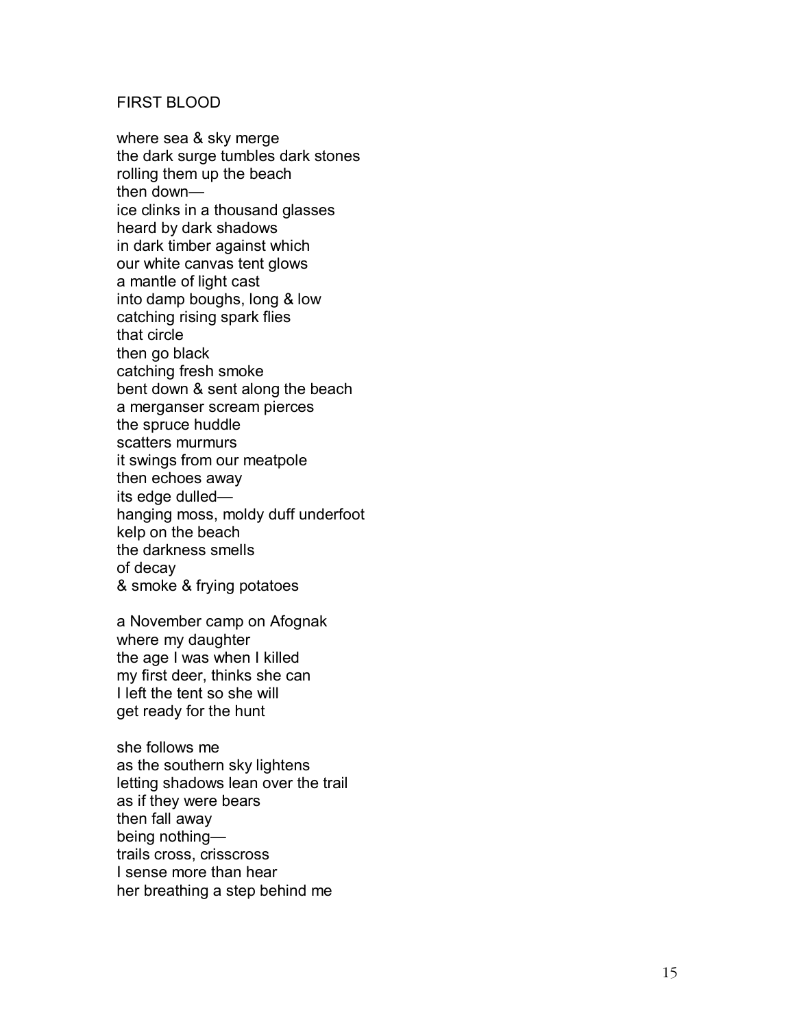FIRST BLOOD

where sea & sky merge  
the dark surge tumbles dark stones  
rolling them up the beach  
then down—  
ice clinks in a thousand glasses  
heard by dark shadows  
in dark timber against which  
our white canvas tent glows  
a mantle of light cast  
into damp boughs, long & low  
catching rising spark flies  
that circle  
then go black  
catching fresh smoke  
bent down & sent along the beach  
a merganser scream pierces  
the spruce huddle  
scatters murmurs  
it swings from our meatpole  
then echoes away  
its edge dulled—  
hanging moss, moldy duff underfoot  
kelp on the beach  
the darkness smells  
of decay  
& smoke & frying potatoes

a November camp on Afognak  
where my daughter  
the age I was when I killed  
my first deer, thinks she can  
I left the tent so she will  
get ready for the hunt

she follows me  
as the southern sky lightens  
letting shadows lean over the trail  
as if they were bears  
then fall away  
being nothing—  
trails cross, crisscross  
I sense more than hear  
her breathing a step behind me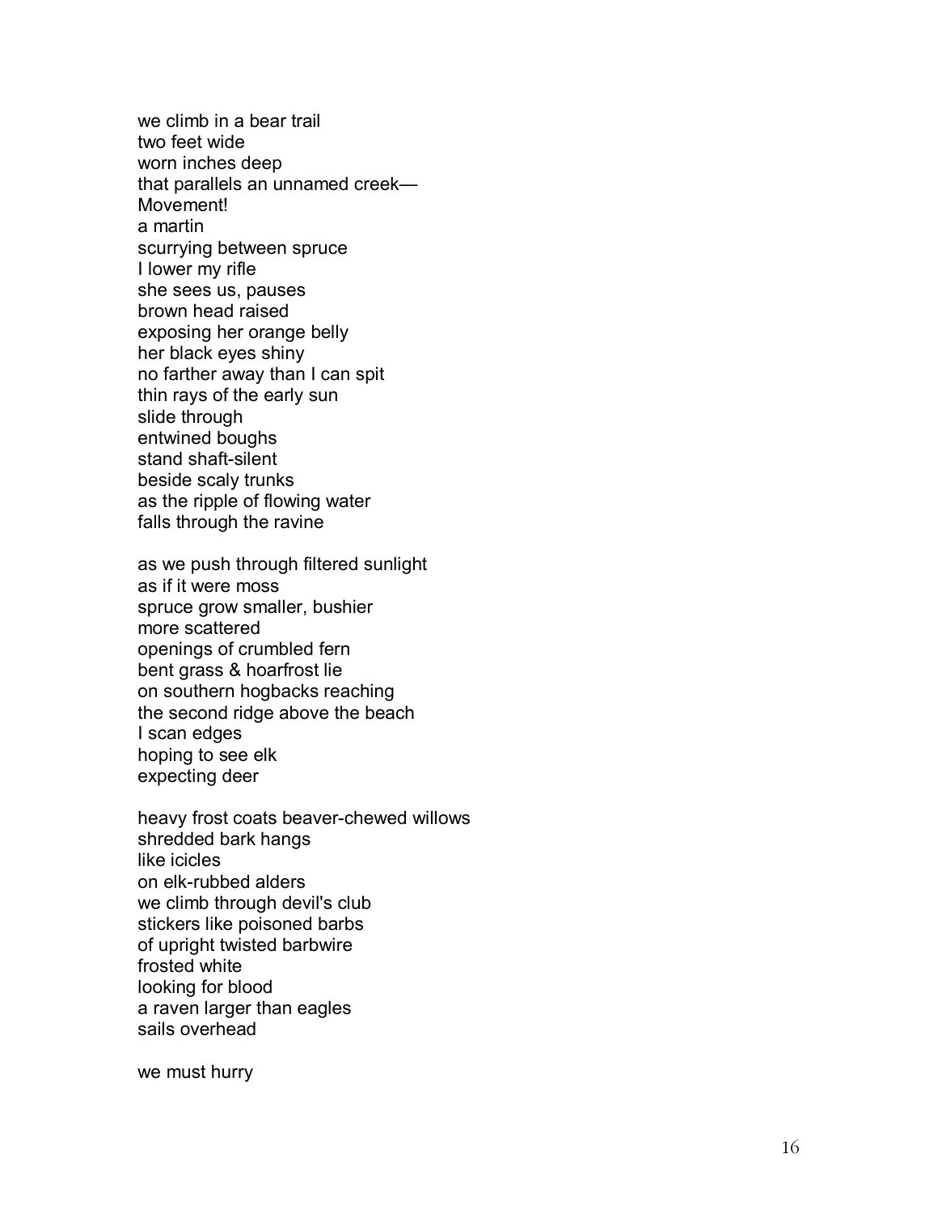we climb in a bear trail  
two feet wide  
worn inches deep  
that parallels an unnamed creek—  
Movement!  
a martin  
scurrying between spruce  
I lower my rifle  
she sees us, pauses  
brown head raised  
exposing her orange belly  
her black eyes shiny  
no farther away than I can spit  
thin rays of the early sun  
slide through  
entwined boughs  
stand shaft-silent  
beside scaly trunks  
as the ripple of flowing water  
falls through the ravine

as we push through filtered sunlight  
as if it were moss  
spruce grow smaller, bushier  
more scattered  
openings of crumbled fern  
bent grass & hoarfrost lie  
on southern hogbacks reaching  
the second ridge above the beach  
I scan edges  
hoping to see elk  
expecting deer

heavy frost coats beaver-chewed willows  
shredded bark hangs  
like icicles  
on elk-rubbed alders  
we climb through devil's club  
stickers like poisoned barbs  
of upright twisted barbwire  
frosted white  
looking for blood  
a raven larger than eagles  
sails overhead

we must hurry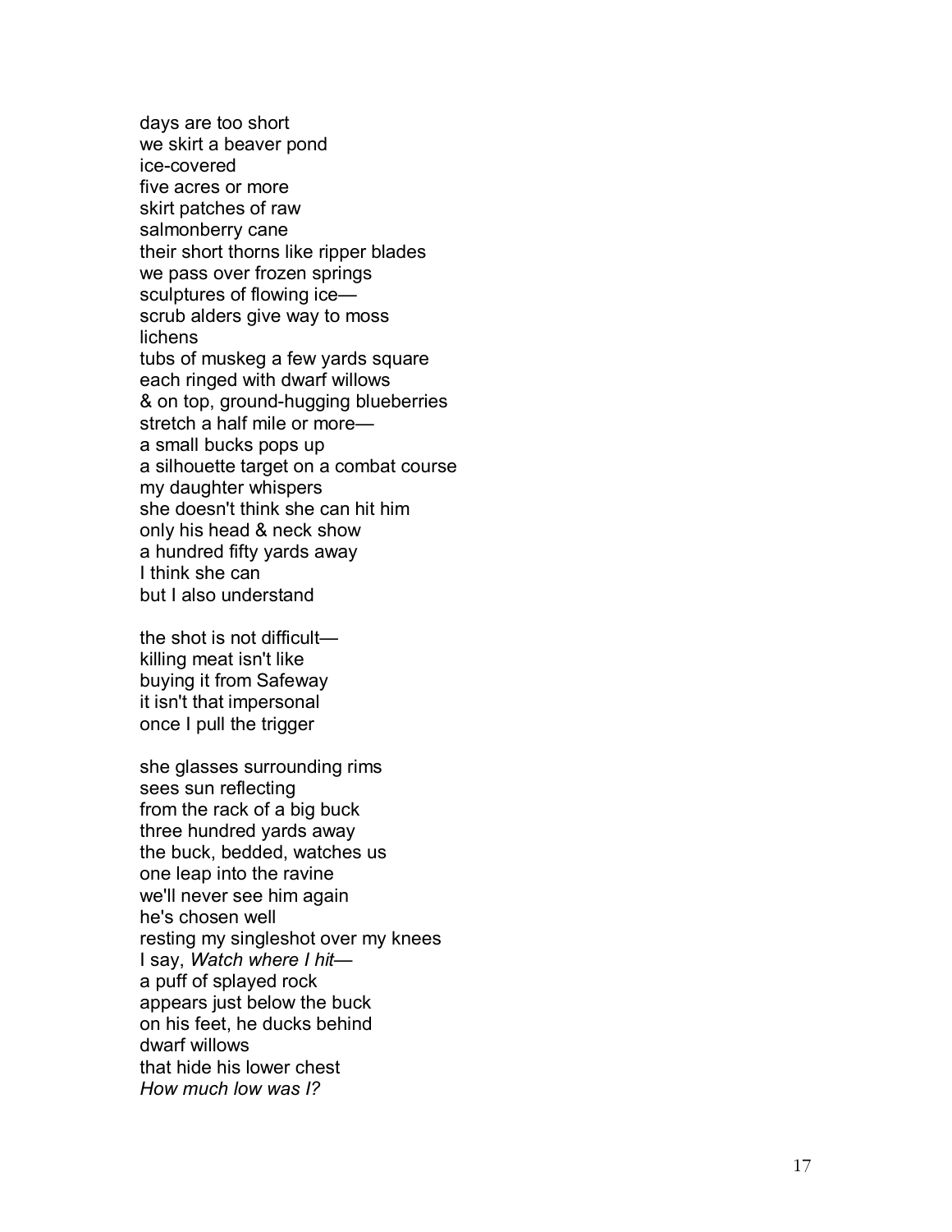days are too short  
we skirt a beaver pond  
ice-covered  
five acres or more  
skirt patches of raw  
salmonberry cane  
their short thorns like ripper blades  
we pass over frozen springs  
sculptures of flowing ice—  
scrub alders give way to moss  
lichens  
tubs of muskeg a few yards square  
each ringed with dwarf willows  
& on top, ground-hugging blueberries  
stretch a half mile or more—  
a small bucks pops up  
a silhouette target on a combat course  
my daughter whispers  
she doesn't think she can hit him  
only his head & neck show  
a hundred fifty yards away  
I think she can  
but I also understand

the shot is not difficult—  
killing meat isn't like  
buying it from Safeway  
it isn't that impersonal  
once I pull the trigger

she glasses surrounding rims  
sees sun reflecting  
from the rack of a big buck  
three hundred yards away  
the buck, bedded, watches us  
one leap into the ravine  
we'll never see him again  
he's chosen well  
resting my singleshot over my knees  
I say, *Watch where I hit*—  
a puff of splayed rock  
appears just below the buck  
on his feet, he ducks behind  
dwarf willows  
that hide his lower chest  
*How much low was I?*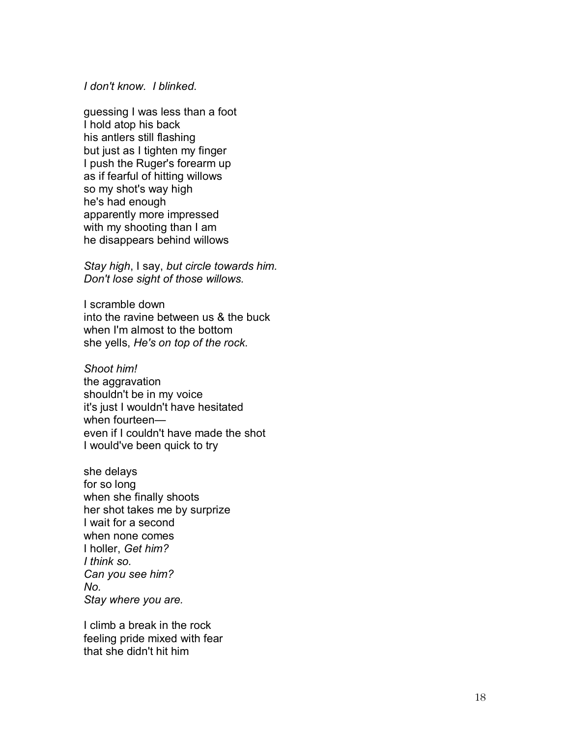*I don't know. I blinked.*

guessing I was less than a foot  
I hold atop his back  
his antlers still flashing  
but just as I tighten my finger  
I push the Ruger's forearm up  
as if fearful of hitting willows  
so my shot's way high  
he's had enough  
apparently more impressed  
with my shooting than I am  
he disappears behind willows

*Stay high*, I say, *but circle towards him.*  
*Don't lose sight of those willows.*

I scramble down  
into the ravine between us & the buck  
when I'm almost to the bottom  
she yells, *He's on top of the rock.*

*Shoot him!*  
the aggravation  
shouldn't be in my voice  
it's just I wouldn't have hesitated  
when fourteen—  
even if I couldn't have made the shot  
I would've been quick to try

she delays  
for so long  
when she finally shoots  
her shot takes me by surprize  
I wait for a second  
when none comes  
I holler, *Get him?*  
*I think so.*  
*Can you see him?*  
*No.*  
*Stay where you are.*

I climb a break in the rock  
feeling pride mixed with fear  
that she didn't hit him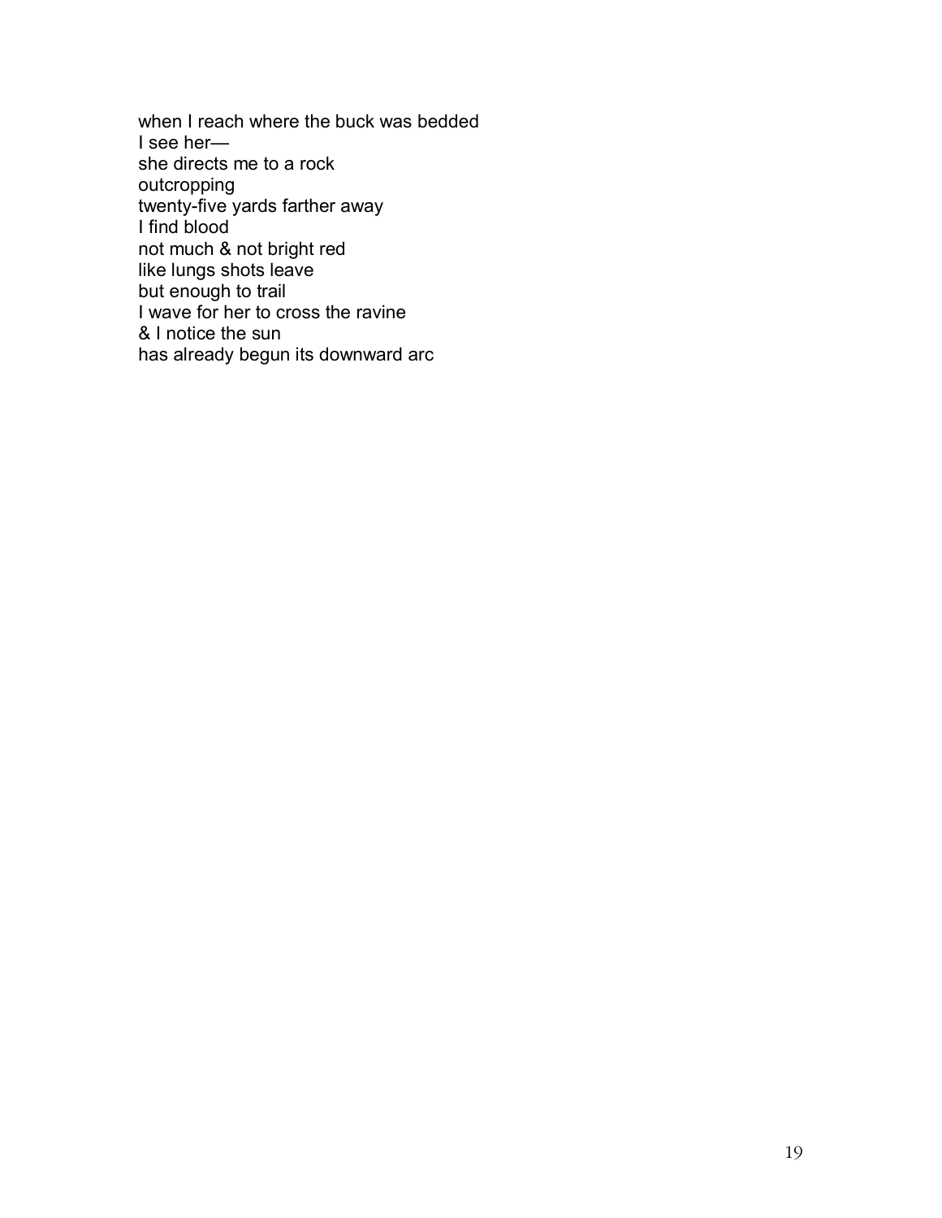when I reach where the buck was bedded  
I see her—  
she directs me to a rock  
outcropping  
twenty-five yards farther away  
I find blood  
not much & not bright red  
like lungs shots leave  
but enough to trail  
I wave for her to cross the ravine  
& I notice the sun  
has already begun its downward arc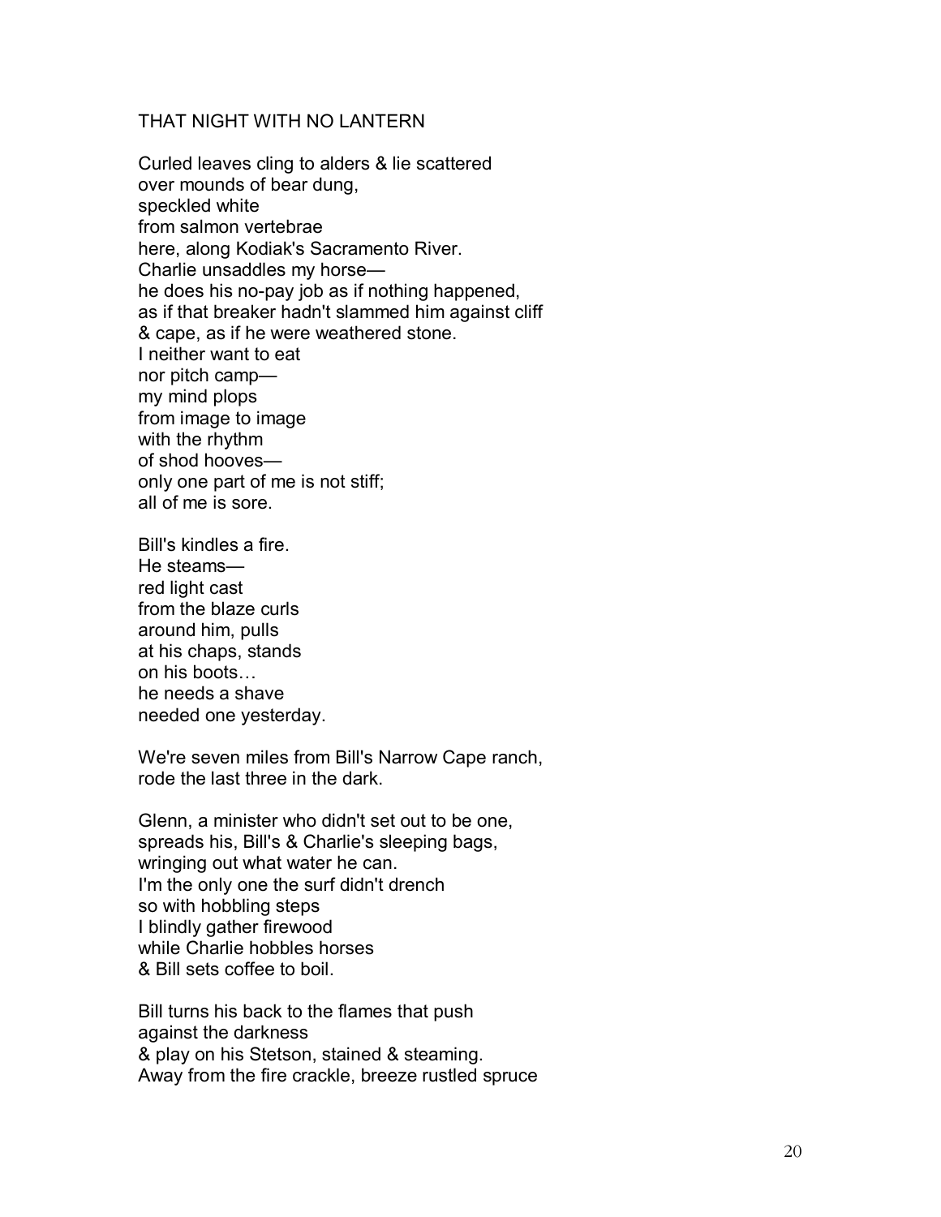# THAT NIGHT WITH NO LANTERN

Curled leaves cling to alders & lie scattered  
over mounds of bear dung,  
speckled white  
from salmon vertebrae  
here, along Kodiak's Sacramento River.  
Charlie unsaddles my horse—  
he does his no-pay job as if nothing happened,  
as if that breaker hadn't slammed him against cliff  
& cape, as if he were weathered stone.  
I neither want to eat  
nor pitch camp—  
my mind plops  
from image to image  
with the rhythm  
of shod hooves—  
only one part of me is not stiff;  
all of me is sore.

Bill's kindles a fire.  
He steams—  
red light cast  
from the blaze curls  
around him, pulls  
at his chaps, stands  
on his boots…  
he needs a shave  
needed one yesterday.

We're seven miles from Bill's Narrow Cape ranch,  
rode the last three in the dark.

Glenn, a minister who didn't set out to be one,  
spreads his, Bill's & Charlie's sleeping bags,  
wringing out what water he can.  
I'm the only one the surf didn't drench  
so with hobbling steps  
I blindly gather firewood  
while Charlie hobbles horses  
& Bill sets coffee to boil.

Bill turns his back to the flames that push  
against the darkness  
& play on his Stetson, stained & steaming.  
Away from the fire crackle, breeze rustled spruce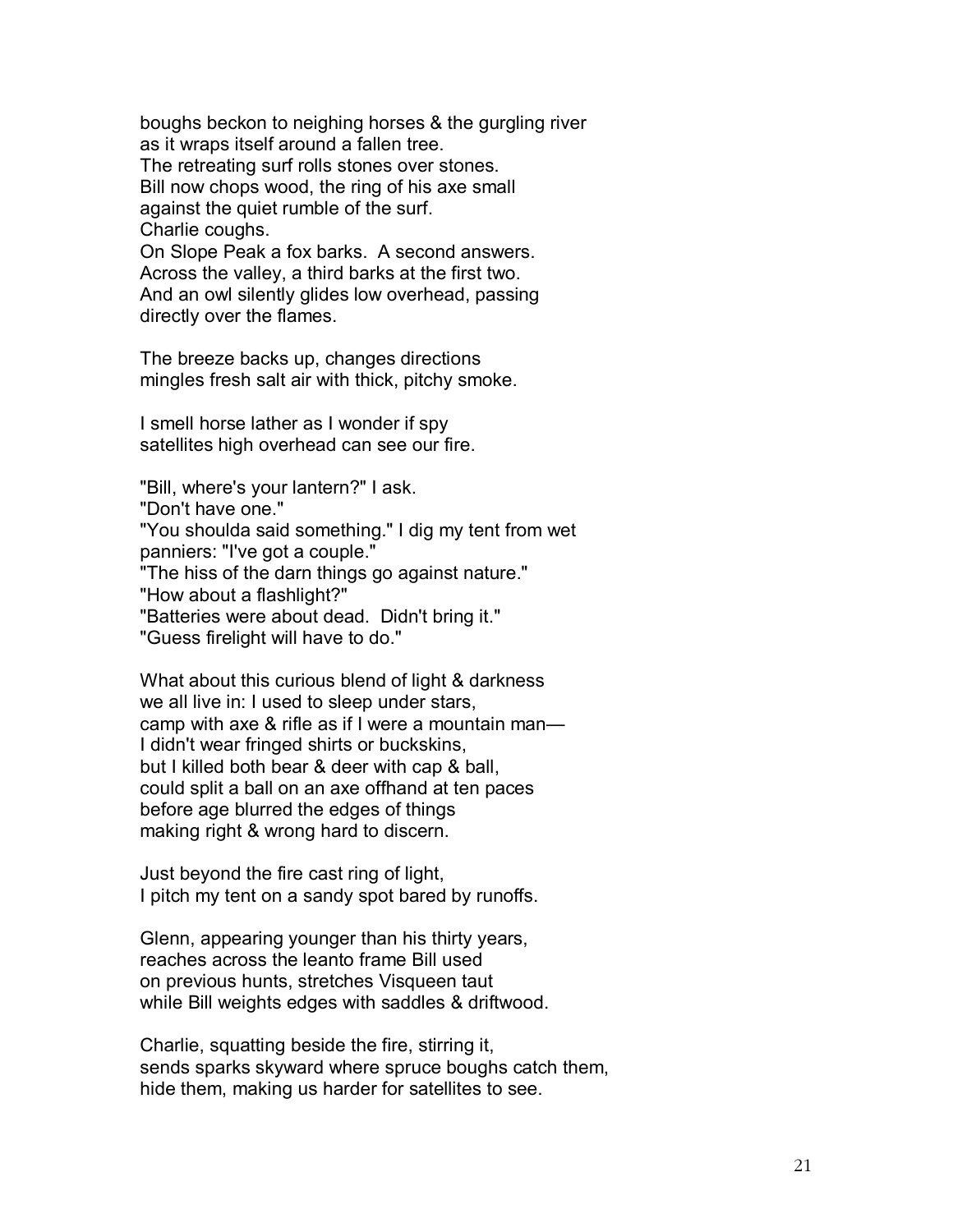boughs beckon to neighing horses & the gurgling river
as it wraps itself around a fallen tree.
The retreating surf rolls stones over stones.
Bill now chops wood, the ring of his axe small
against the quiet rumble of the surf.
Charlie coughs.
On Slope Peak a fox barks. A second answers.
Across the valley, a third barks at the first two.
And an owl silently glides low overhead, passing
directly over the flames.

The breeze backs up, changes directions
mingles fresh salt air with thick, pitchy smoke.

I smell horse lather as I wonder if spy
satellites high overhead can see our fire.

"Bill, where's your lantern?" I ask.
"Don't have one."
"You shoulda said something." I dig my tent from wet
panniers: "I've got a couple."
"The hiss of the darn things go against nature."
"How about a flashlight?"
"Batteries were about dead. Didn't bring it."
"Guess firelight will have to do."

What about this curious blend of light & darkness
we all live in: I used to sleep under stars,
camp with axe & rifle as if I were a mountain man—
I didn't wear fringed shirts or buckskins,
but I killed both bear & deer with cap & ball,
could split a ball on an axe offhand at ten paces
before age blurred the edges of things
making right & wrong hard to discern.

Just beyond the fire cast ring of light,
I pitch my tent on a sandy spot bared by runoffs.

Glenn, appearing younger than his thirty years,
reaches across the leanto frame Bill used
on previous hunts, stretches Visqueen taut
while Bill weights edges with saddles & driftwood.

Charlie, squatting beside the fire, stirring it,
sends sparks skyward where spruce boughs catch them,
hide them, making us harder for satellites to see.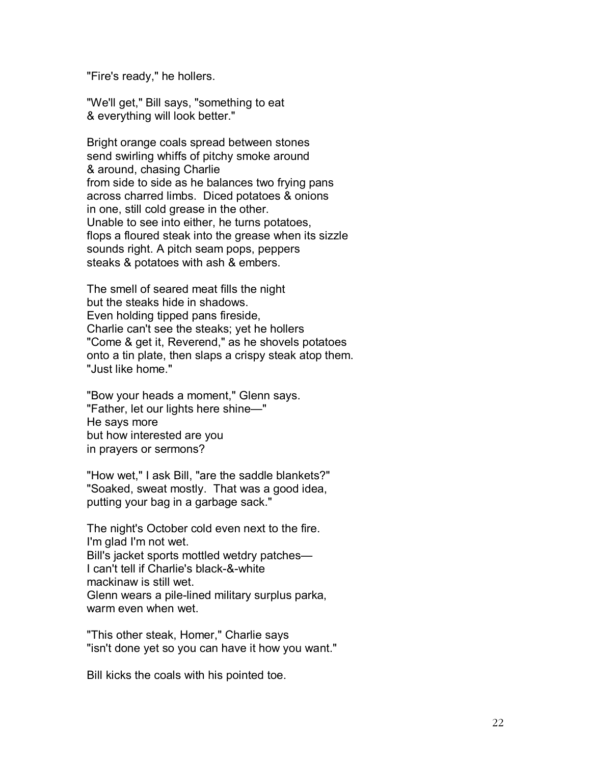"Fire's ready," he hollers.

"We'll get," Bill says, "something to eat  
& everything will look better."

Bright orange coals spread between stones  
send swirling whiffs of pitchy smoke around  
& around, chasing Charlie  
from side to side as he balances two frying pans  
across charred limbs.  Diced potatoes & onions  
in one, still cold grease in the other.  
Unable to see into either, he turns potatoes,  
flops a floured steak into the grease when its sizzle  
sounds right. A pitch seam pops, peppers  
steaks & potatoes with ash & embers.

The smell of seared meat fills the night  
but the steaks hide in shadows.  
Even holding tipped pans fireside,  
Charlie can't see the steaks; yet he hollers  
"Come & get it, Reverend," as he shovels potatoes  
onto a tin plate, then slaps a crispy steak atop them.  
"Just like home."

"Bow your heads a moment," Glenn says.  
"Father, let our lights here shine—"  
He says more  
but how interested are you  
in prayers or sermons?

"How wet," I ask Bill, "are the saddle blankets?"  
"Soaked, sweat mostly.  That was a good idea,  
putting your bag in a garbage sack."

The night's October cold even next to the fire.  
I'm glad I'm not wet.  
Bill's jacket sports mottled wetdry patches—  
I can't tell if Charlie's black-&-white  
mackinaw is still wet.  
Glenn wears a pile-lined military surplus parka,  
warm even when wet.

"This other steak, Homer," Charlie says  
"isn't done yet so you can have it how you want."

Bill kicks the coals with his pointed toe.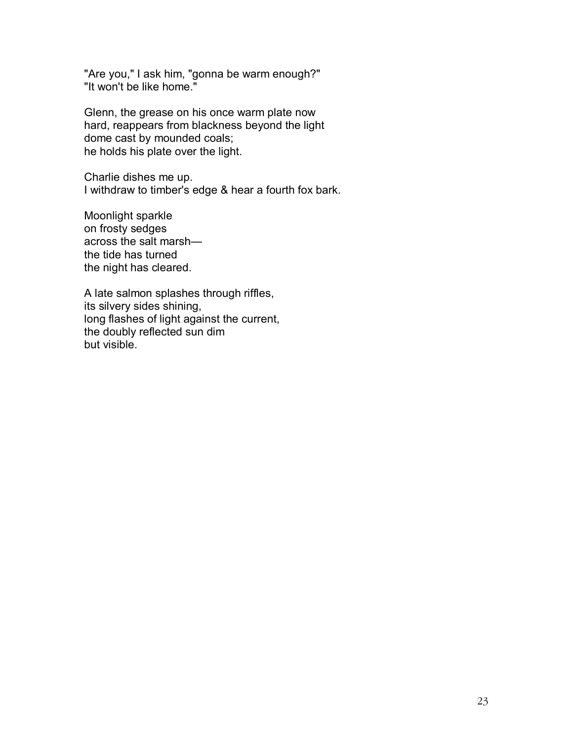"Are you," I ask him, "gonna be warm enough?"
"It won't be like home."

Glenn, the grease on his once warm plate now
hard, reappears from blackness beyond the light
dome cast by mounded coals;
he holds his plate over the light.

Charlie dishes me up.
I withdraw to timber's edge & hear a fourth fox bark.

Moonlight sparkle
on frosty sedges
across the salt marsh—
the tide has turned
the night has cleared.

A late salmon splashes through riffles,
its silvery sides shining,
long flashes of light against the current,
the doubly reflected sun dim
but visible.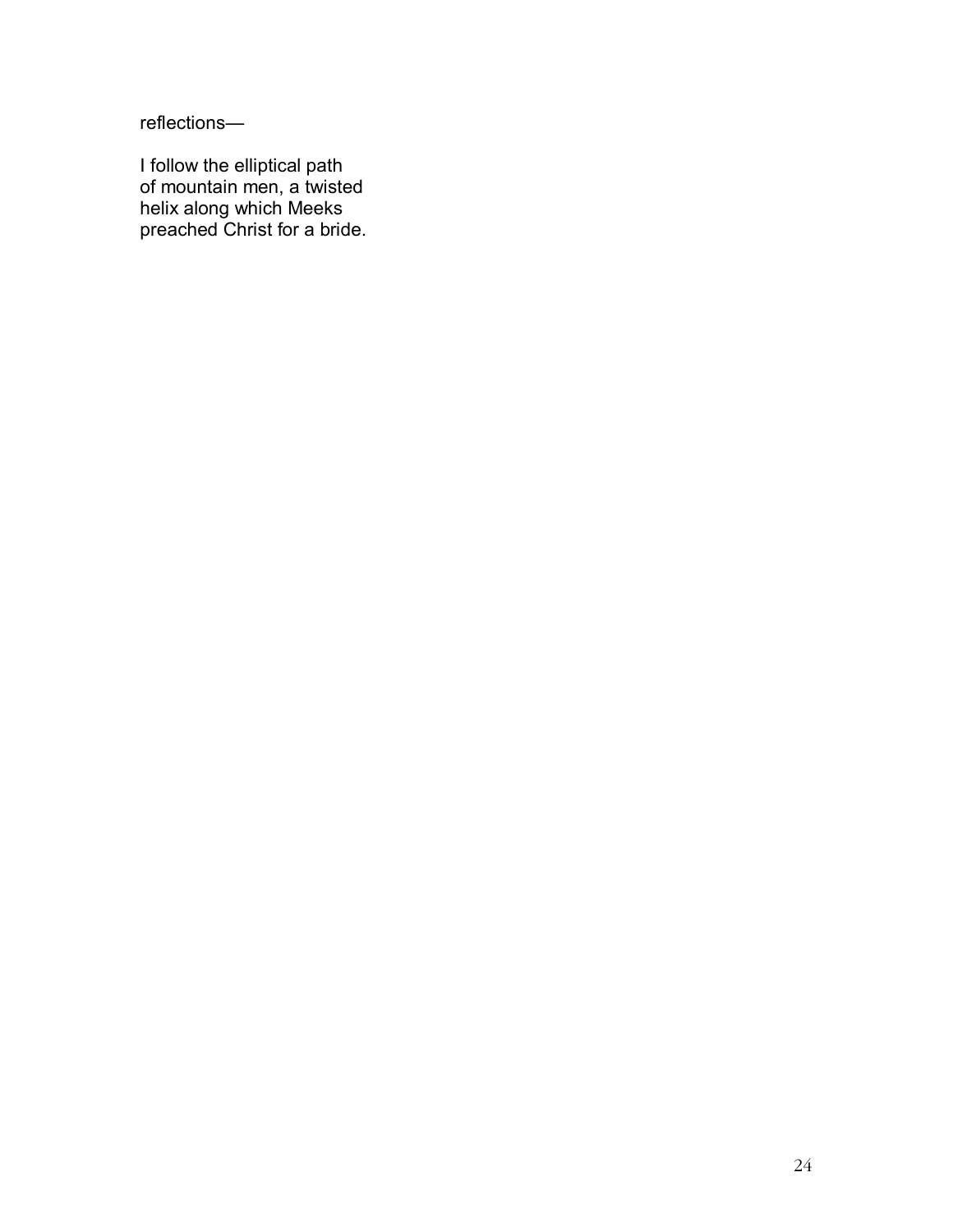reflections—

I follow the elliptical path  
of mountain men, a twisted  
helix along which Meeks  
preached Christ for a bride.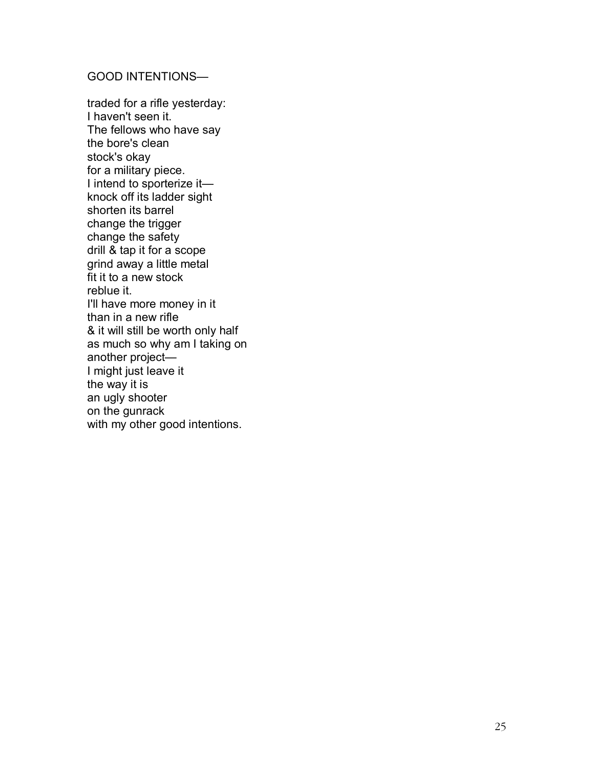## GOOD INTENTIONS—

traded for a rifle yesterday:  
I haven't seen it.  
The fellows who have say  
the bore's clean  
stock's okay  
for a military piece.  
I intend to sporterize it—  
knock off its ladder sight  
shorten its barrel  
change the trigger  
change the safety  
drill & tap it for a scope  
grind away a little metal  
fit it to a new stock  
reblue it.  
I'll have more money in it  
than in a new rifle  
& it will still be worth only half  
as much so why am I taking on  
another project—  
I might just leave it  
the way it is  
an ugly shooter  
on the gunrack  
with my other good intentions.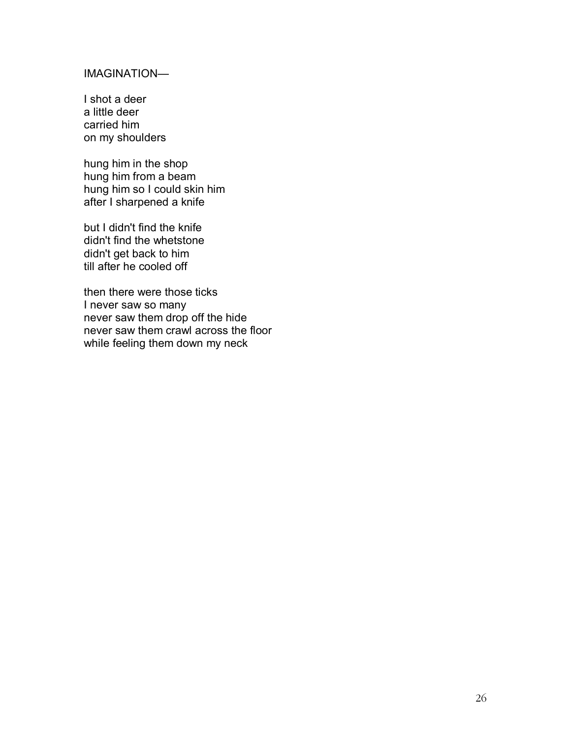## IMAGINATION—

I shot a deer  
a little deer  
carried him  
on my shoulders

hung him in the shop  
hung him from a beam  
hung him so I could skin him  
after I sharpened a knife

but I didn't find the knife  
didn't find the whetstone  
didn't get back to him  
till after he cooled off

then there were those ticks  
I never saw so many  
never saw them drop off the hide  
never saw them crawl across the floor  
while feeling them down my neck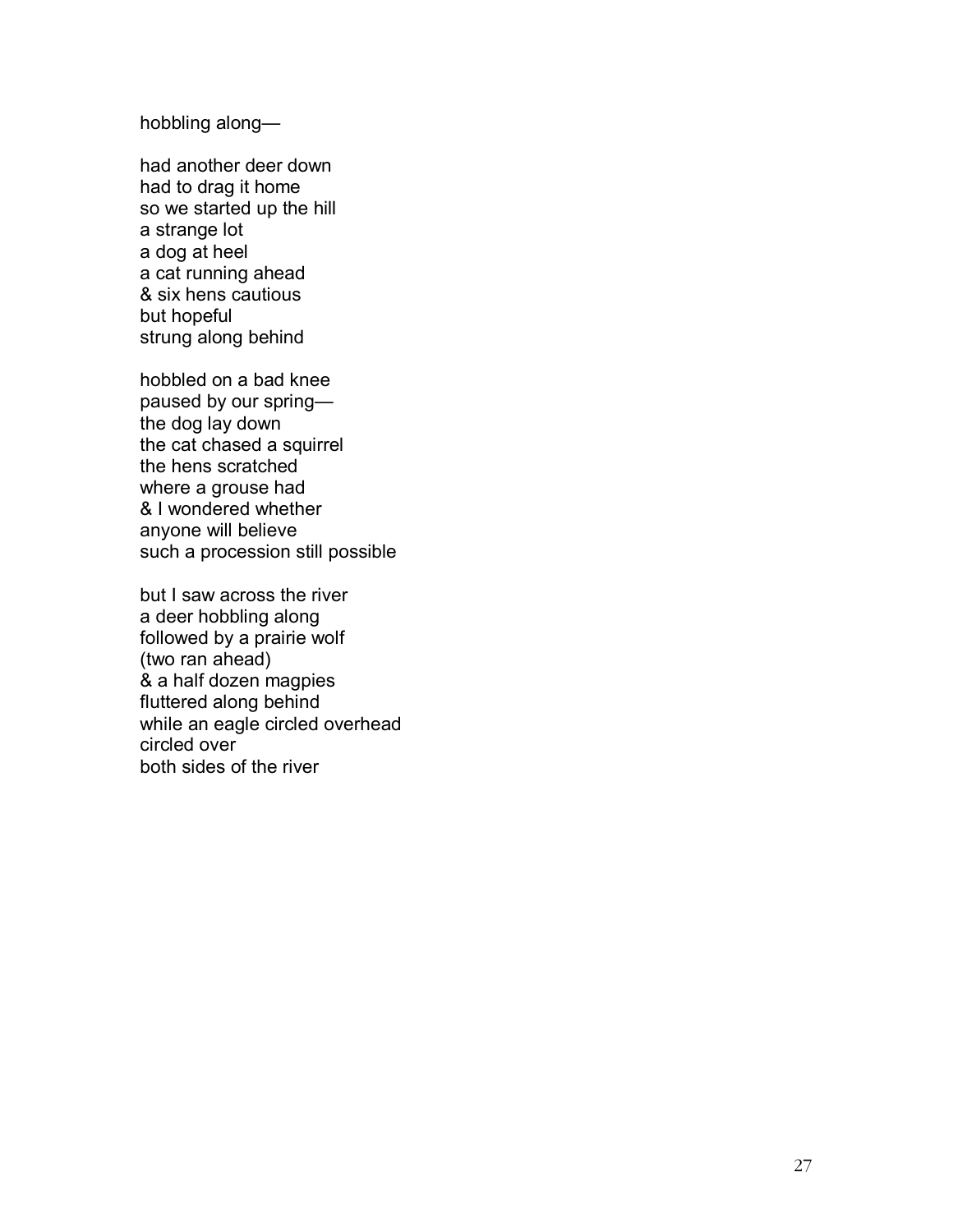hobbling along—

had another deer down  
had to drag it home  
so we started up the hill  
a strange lot  
a dog at heel  
a cat running ahead  
& six hens cautious  
but hopeful  
strung along behind

hobbled on a bad knee  
paused by our spring—  
the dog lay down  
the cat chased a squirrel  
the hens scratched  
where a grouse had  
& I wondered whether  
anyone will believe  
such a procession still possible

but I saw across the river  
a deer hobbling along  
followed by a prairie wolf  
(two ran ahead)  
& a half dozen magpies  
fluttered along behind  
while an eagle circled overhead  
circled over  
both sides of the river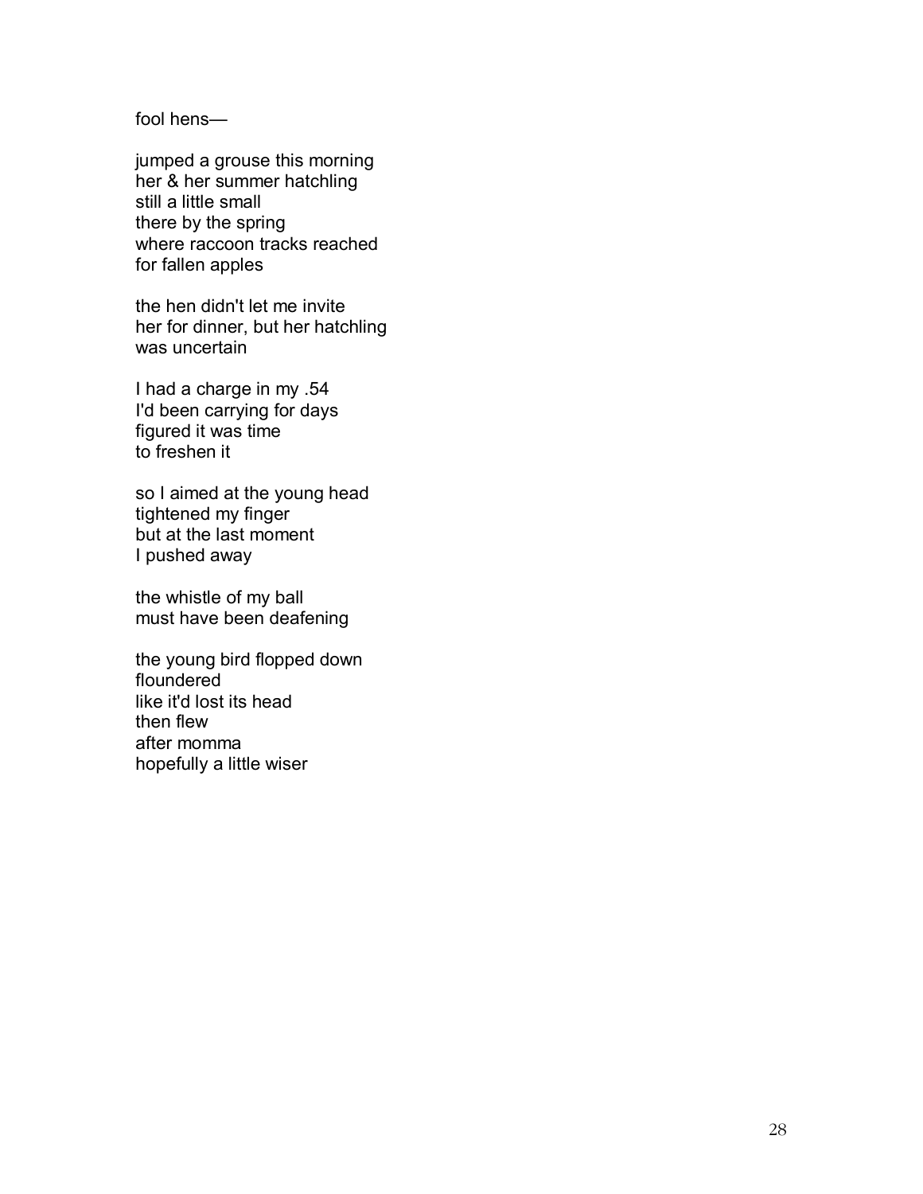fool hens—

jumped a grouse this morning  
her & her summer hatchling  
still a little small  
there by the spring  
where raccoon tracks reached  
for fallen apples

the hen didn't let me invite  
her for dinner, but her hatchling  
was uncertain

I had a charge in my .54  
I'd been carrying for days  
figured it was time  
to freshen it

so I aimed at the young head  
tightened my finger  
but at the last moment  
I pushed away

the whistle of my ball  
must have been deafening

the young bird flopped down  
floundered  
like it'd lost its head  
then flew  
after momma  
hopefully a little wiser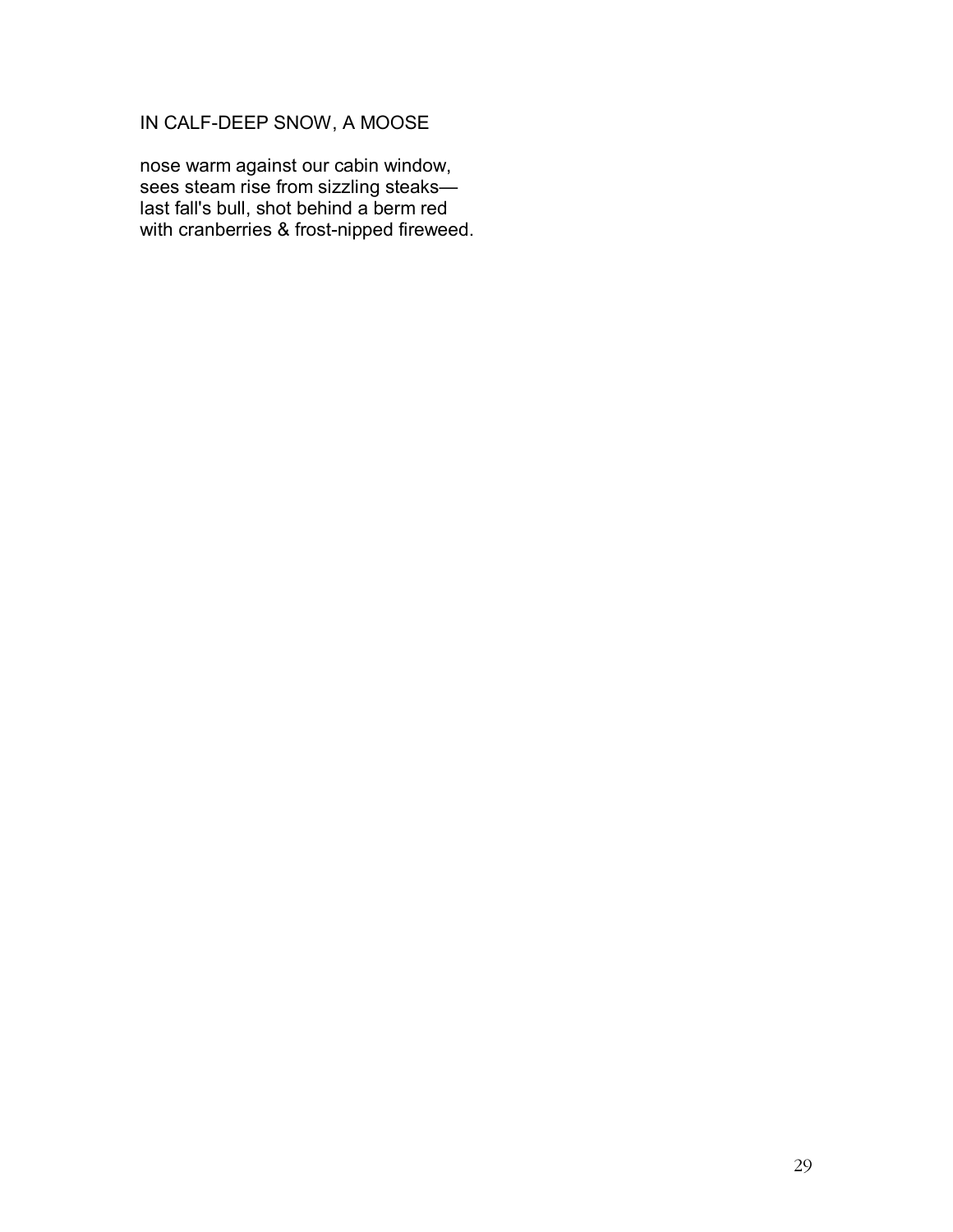## IN CALF-DEEP SNOW, A MOOSE

nose warm against our cabin window,  
sees steam rise from sizzling steaks—  
last fall's bull, shot behind a berm red  
with cranberries & frost-nipped fireweed.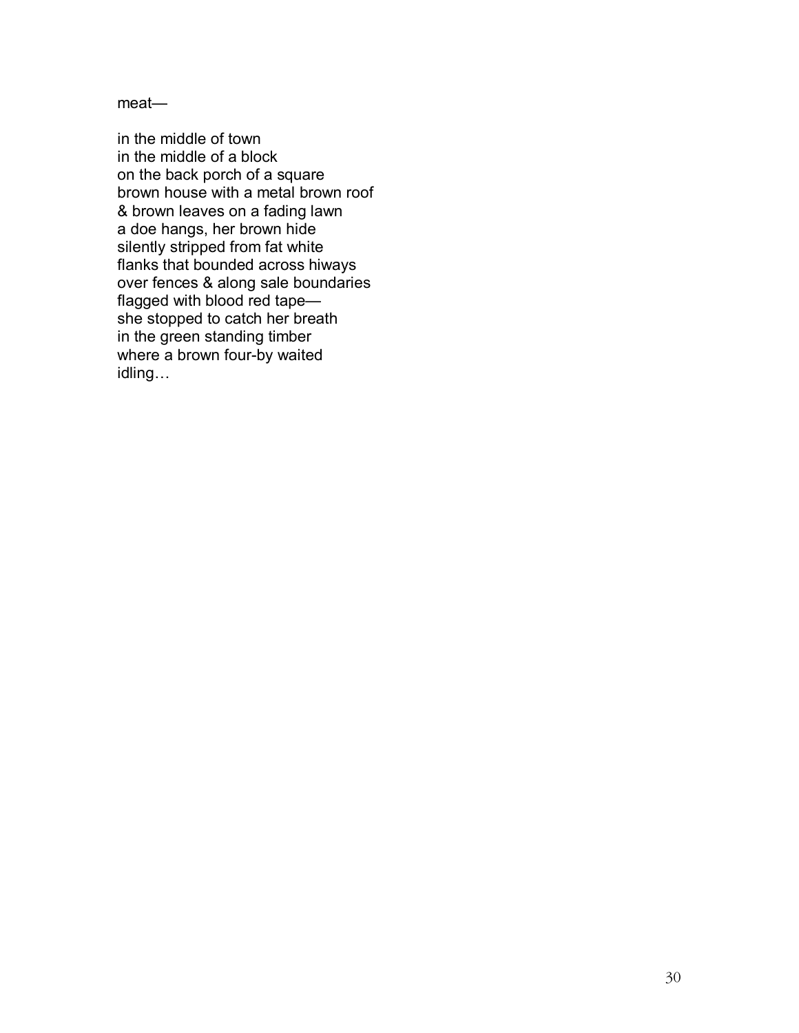meat—

in the middle of town  
in the middle of a block  
on the back porch of a square  
brown house with a metal brown roof  
& brown leaves on a fading lawn  
a doe hangs, her brown hide  
silently stripped from fat white  
flanks that bounded across hiways  
over fences & along sale boundaries  
flagged with blood red tape—  
she stopped to catch her breath  
in the green standing timber  
where a brown four-by waited  
idling…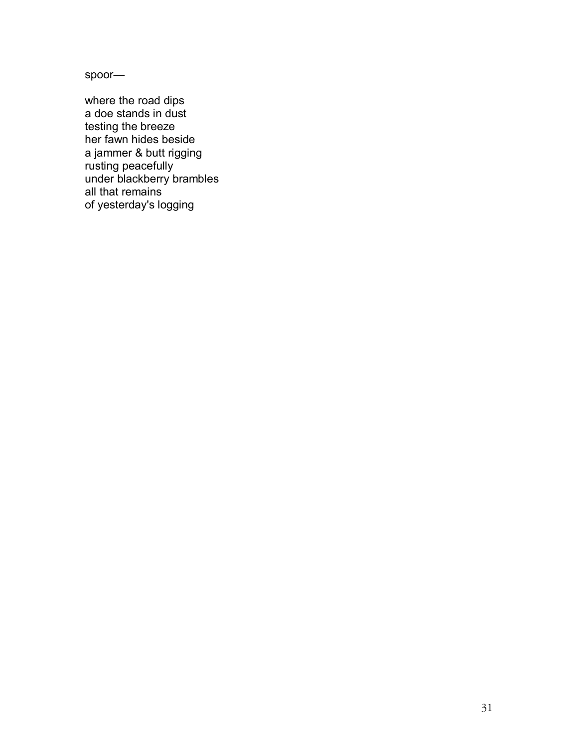spoor—

where the road dips  
a doe stands in dust  
testing the breeze  
her fawn hides beside  
a jammer & butt rigging  
rusting peacefully  
under blackberry brambles  
all that remains  
of yesterday's logging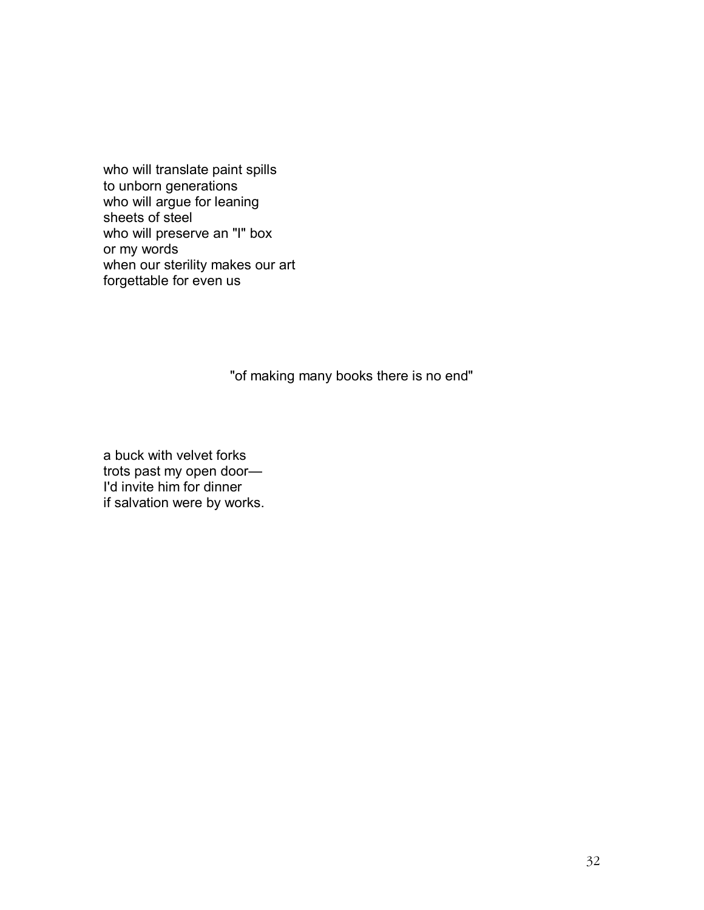who will translate paint spills  
to unborn generations  
who will argue for leaning  
sheets of steel  
who will preserve an "I" box  
or my words  
when our sterility makes our art  
forgettable for even us

"of making many books there is no end"

a buck with velvet forks  
trots past my open door—  
I'd invite him for dinner  
if salvation were by works.